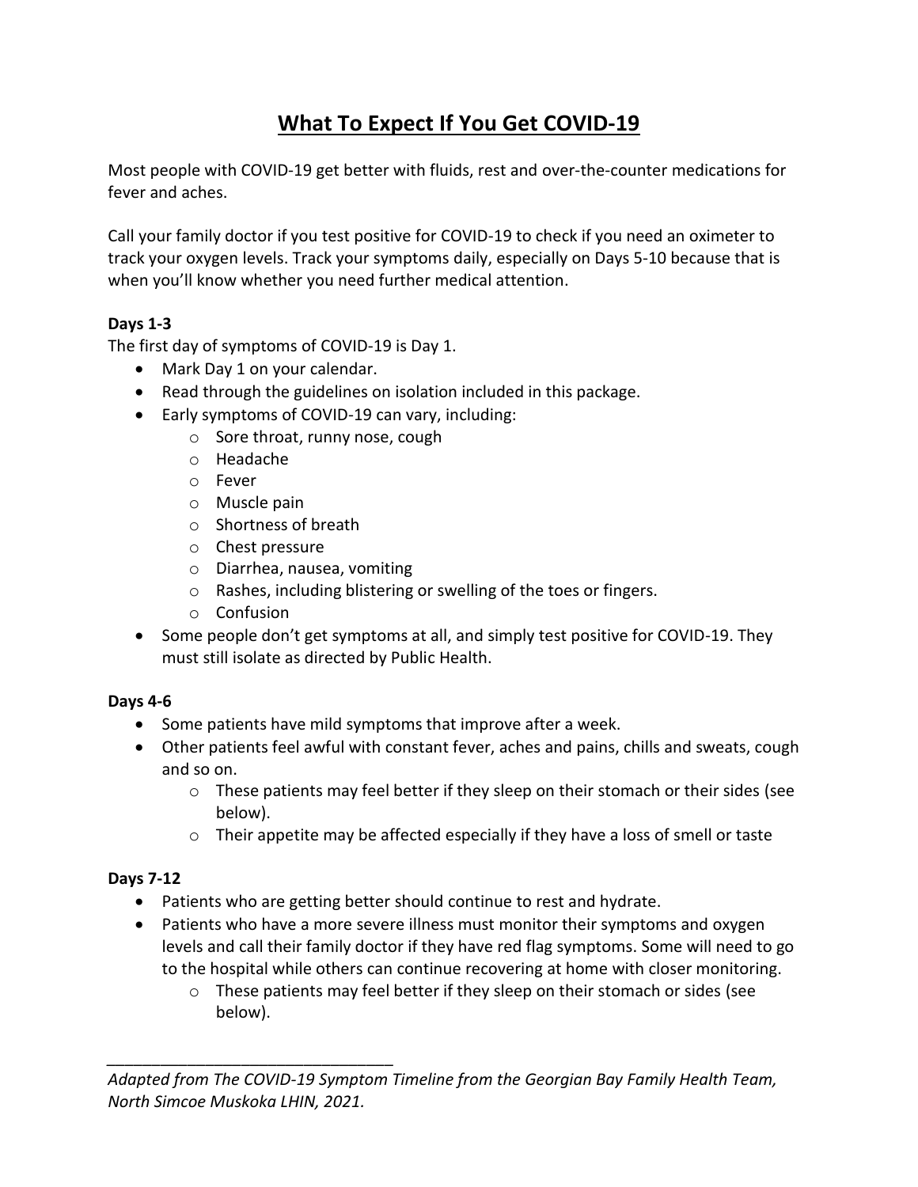# What To Expect If You Get COVID-19

Most people with COVID-19 get better with fluids, rest and over-the-counter medications for fever and aches.

Call your family doctor if you test positive for COVID-19 to check if you need an oximeter to track your oxygen levels. Track your symptoms daily, especially on Days 5-10 because that is when you'll know whether you need further medical attention.

**Days 1-3**

The first day of symptoms of COVID-19 is Day 1.

- Mark Day 1 on your calendar.
- Read through the guidelines on isolation included in this package.
- Early symptoms of COVID-19 can vary, including:
  - Sore throat, runny nose, cough
  - Headache
  - Fever
  - Muscle pain
  - Shortness of breath
  - Chest pressure
  - Diarrhea, nausea, vomiting
  - Rashes, including blistering or swelling of the toes or fingers.
  - Confusion
- Some people don't get symptoms at all, and simply test positive for COVID-19. They must still isolate as directed by Public Health.

**Days 4-6**

- Some patients have mild symptoms that improve after a week.
- Other patients feel awful with constant fever, aches and pains, chills and sweats, cough and so on.
  - These patients may feel better if they sleep on their stomach or their sides (see below).
  - Their appetite may be affected especially if they have a loss of smell or taste

**Days 7-12**

- Patients who are getting better should continue to rest and hydrate.
- Patients who have a more severe illness must monitor their symptoms and oxygen levels and call their family doctor if they have red flag symptoms. Some will need to go to the hospital while others can continue recovering at home with closer monitoring.
  - These patients may feel better if they sleep on their stomach or sides (see below).

---

*Adapted from The COVID-19 Symptom Timeline from the Georgian Bay Family Health Team, North Simcoe Muskoka LHIN, 2021.*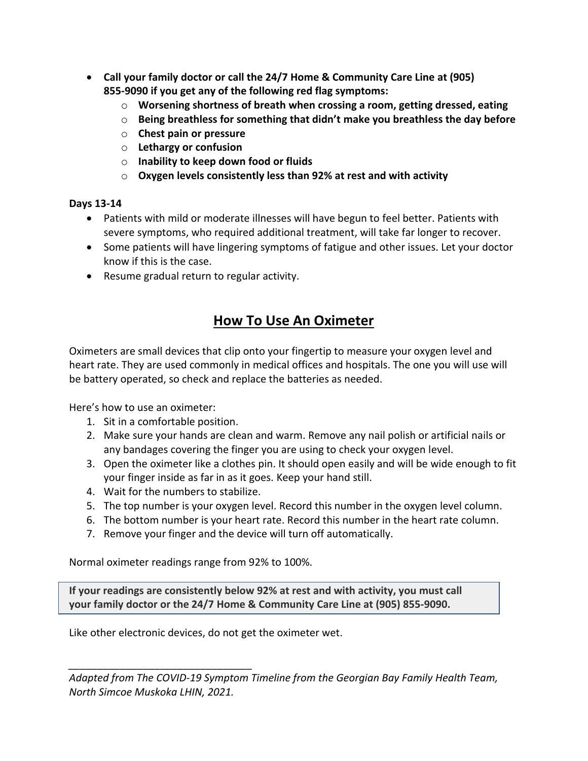- **Call your family doctor or call the 24/7 Home & Community Care Line at (905) 855-9090 if you get any of the following red flag symptoms:**
  - **Worsening shortness of breath when crossing a room, getting dressed, eating**
  - **Being breathless for something that didn't make you breathless the day before**
  - **Chest pain or pressure**
  - **Lethargy or confusion**
  - **Inability to keep down food or fluids**
  - **Oxygen levels consistently less than 92% at rest and with activity**

**Days 13-14**

- Patients with mild or moderate illnesses will have begun to feel better. Patients with severe symptoms, who required additional treatment, will take far longer to recover.
- Some patients will have lingering symptoms of fatigue and other issues. Let your doctor know if this is the case.
- Resume gradual return to regular activity.

## How To Use An Oximeter

Oximeters are small devices that clip onto your fingertip to measure your oxygen level and heart rate. They are used commonly in medical offices and hospitals. The one you will use will be battery operated, so check and replace the batteries as needed.

Here's how to use an oximeter:

1. Sit in a comfortable position.
2. Make sure your hands are clean and warm. Remove any nail polish or artificial nails or any bandages covering the finger you are using to check your oxygen level.
3. Open the oximeter like a clothes pin. It should open easily and will be wide enough to fit your finger inside as far in as it goes. Keep your hand still.
4. Wait for the numbers to stabilize.
5. The top number is your oxygen level. Record this number in the oxygen level column.
6. The bottom number is your heart rate. Record this number in the heart rate column.
7. Remove your finger and the device will turn off automatically.

Normal oximeter readings range from 92% to 100%.

**If your readings are consistently below 92% at rest and with activity, you must call your family doctor or the 24/7 Home & Community Care Line at (905) 855-9090.**

Like other electronic devices, do not get the oximeter wet.

---

*Adapted from The COVID-19 Symptom Timeline from the Georgian Bay Family Health Team, North Simcoe Muskoka LHIN, 2021.*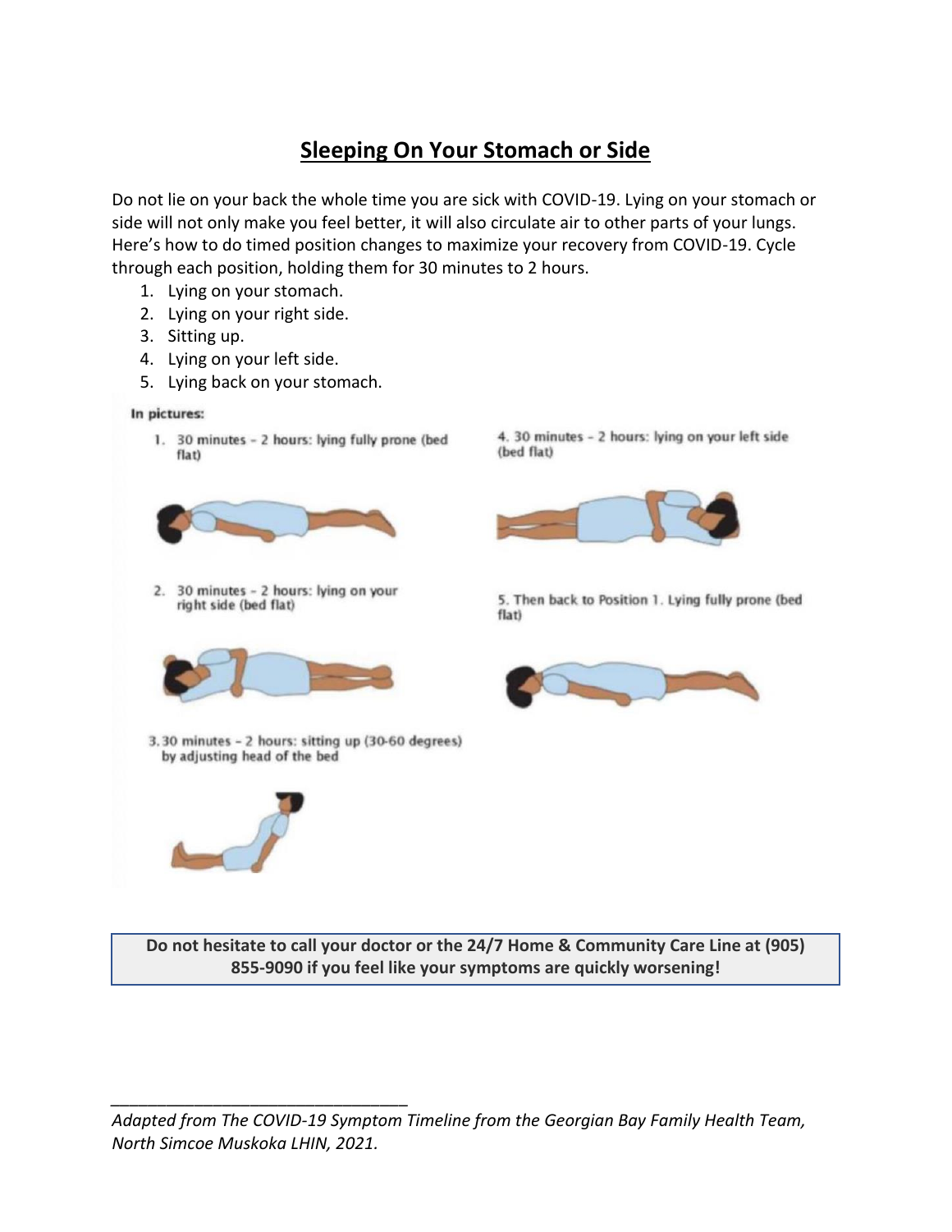## Sleeping On Your Stomach or Side

Do not lie on your back the whole time you are sick with COVID-19. Lying on your stomach or side will not only make you feel better, it will also circulate air to other parts of your lungs. Here's how to do timed position changes to maximize your recovery from COVID-19. Cycle through each position, holding them for 30 minutes to 2 hours.

1. Lying on your stomach.
2. Lying on your right side.
3. Sitting up.
4. Lying on your left side.
5. Lying back on your stomach.

**In pictures:**

1. 30 minutes - 2 hours: lying fully prone (bed flat)

2. 30 minutes - 2 hours: lying on your right side (bed flat)

3. 30 minutes - 2 hours: sitting up (30-60 degrees) by adjusting head of the bed

4. 30 minutes - 2 hours: lying on your left side (bed flat)

5. Then back to Position 1. Lying fully prone (bed flat)

**Do not hesitate to call your doctor or the 24/7 Home & Community Care Line at (905) 855-9090 if you feel like your symptoms are quickly worsening!**

---

*Adapted from The COVID-19 Symptom Timeline from the Georgian Bay Family Health Team, North Simcoe Muskoka LHIN, 2021.*